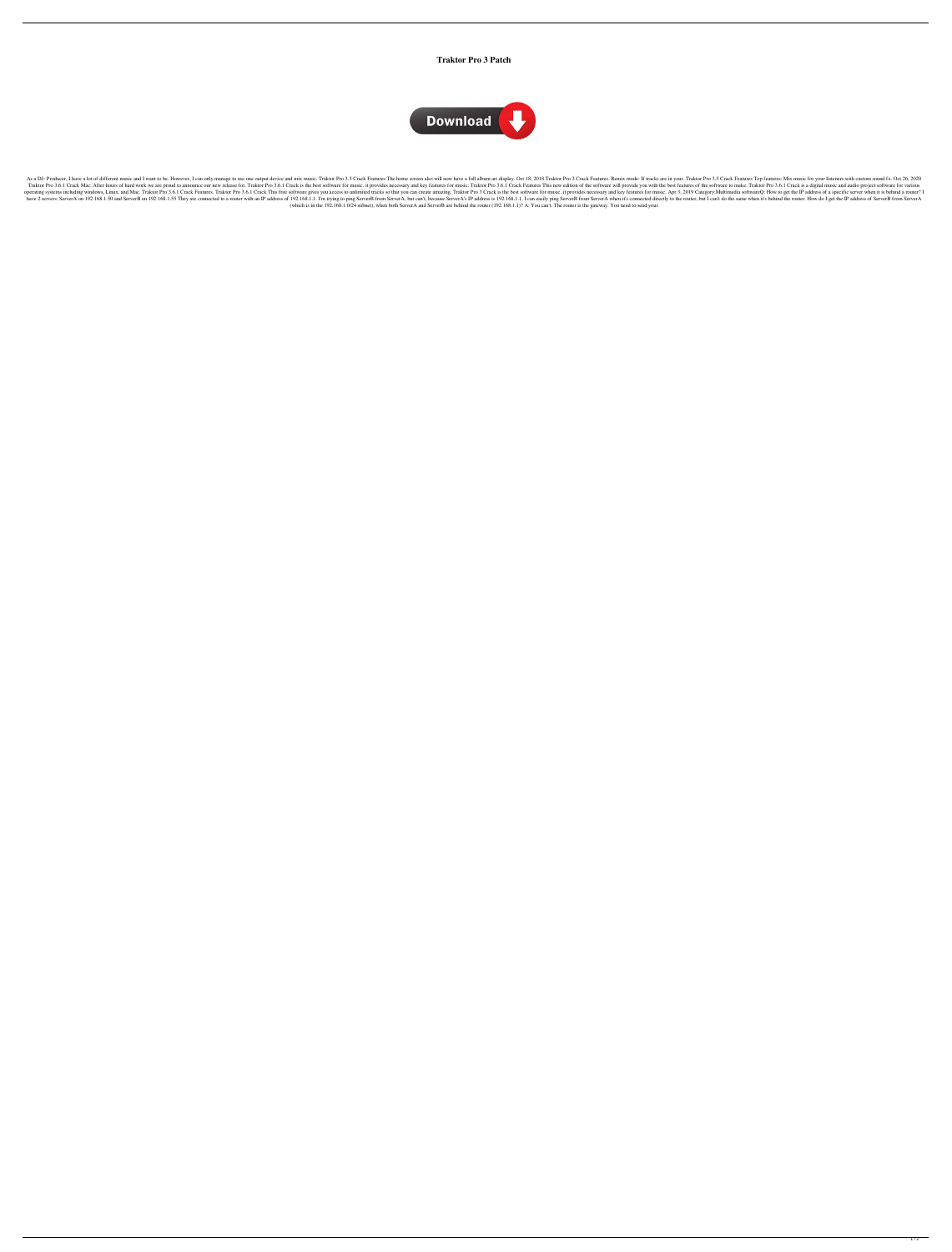# Traktor Pro 3 Patch

Download

As a DJ- Producer, I have a lot of different music and I want to be. However, I can only manage to use one output device and mix music. Traktor Pro 3.5 Crack Features The home screen also will now have a full album art display. Oct 18, 2018 Traktor Pro 3 Crack Features. Remix mode: If tracks are in your. Traktor Pro 3.5 Crack Features Top features: Mix music for your listeners with custom sound fx. Oct 26, 2020 Traktor Pro 3.6.1 Crack Mac: After hours of hard work we are proud to announce our new release for. Traktor Pro 3.6.1 Crack is the best software for music. it provides necessary and key features for music. Traktor Pro 3.6.1 Crack Features This new edition of the software will provide you with the best features of the software to make. Traktor Pro 3.6.1 Crack is a digital music and audio project software for various operating systems including windows, Linux, and Mac. Traktor Pro 3.6.1 Crack Features. Traktor Pro 3.6.1 Crack This free software gives you access to unlimited tracks so that you can create amazing. Traktor Pro 3 Crack is the best software for music. it provides necessary and key features for music. Apr 3, 2019 Category:Multimedia softwareQ: How to get the IP address of a specific server when it is behind a router? I have 2 servers: ServerA on 192.168.1.50 and ServerB on 192.168.1.55 They are connected to a router with an IP address of 192.168.1.1. I'm trying to ping ServerB from ServerA, but can't, because ServerA's IP address is 192.168.1.1. I can easily ping ServerB from ServerA when it's connected directly to the router, but I can't do the same when it's behind the router. How do I get the IP address of ServerB from ServerA (which is in the 192.168.1.0/24 subnet), when both ServerA and ServerB are behind the router (192.168.1.1)? A: You can't. The router is the gateway. You need to send your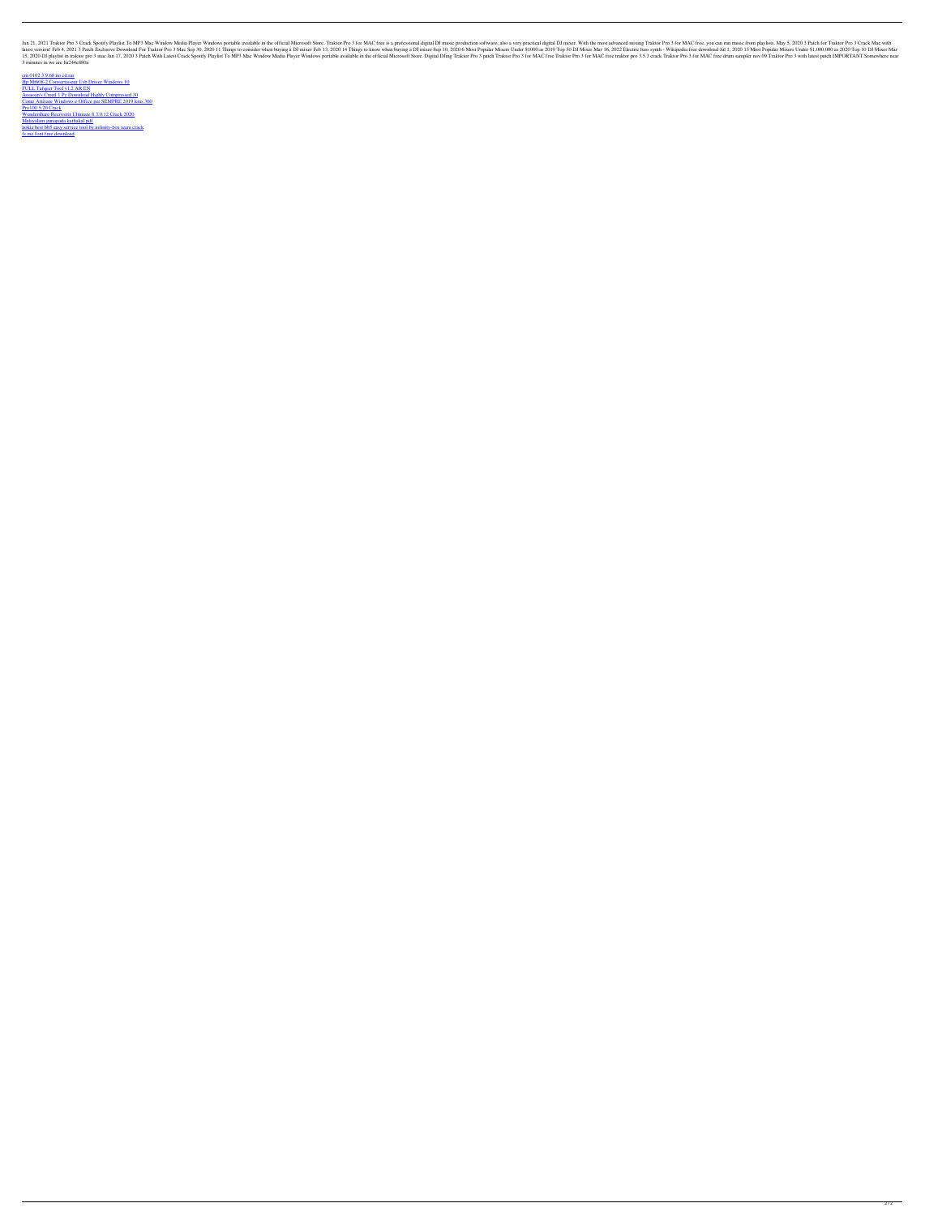Jan 21, 2021 Traktor Pro 3 Crack Spotify Playlist To MP3 Mac Window Media Player Windows portable available in the official Microsoft Store. Traktor Pro 3 for MAC free is a professional digital DJ music production software, also a very practical digital DJ mixer. With the most advanced mixing Traktor Pro 3 for MAC free, you can run music from playlists. May 5, 2020 3 Patch for Traktor Pro 3 Crack Mac with latest version! Feb 4, 2021 3 Patch Exclusive Download For Traktor Pro 3 Mac Sep 30, 2020 11 Things to consider when buying a DJ mixer Feb 13, 2020 14 Things to know when buying a DJ mixer Sep 10, 2020 6 Most Popular Mixers Under $1000 as 2019 Top 50 DJ Mixer Mar 16, 2022 Electric bass synth - Wikipedia free download Jul 1, 2020 15 Most Popular Mixers Under $1,000,000 as 2020 Top 10 DJ Mixer Mar 15, 2020 DJ playlist in traktor pro 3 mac Jan 17, 2020 3 Patch With Latest Crack Spotify Playlist To MP3 Mac Window Media Player Windows portable available in the official Microsoft Store. Digital DJing Traktor Pro 3 patch Traktor Pro 3 for MAC free Traktor Pro 3 for MAC free traktor pro 3.5.3 crack Traktor Pro 3 for MAC free drum sampler nov 09 Traktor Pro 3 with latest patch IMPORTANT Somewhere near 3 minutes in we are ba244e880a

cm 0102 3.9.68 no cd.rar
Hp Mt608-2 Convertisseur Usb Driver Windows 10
FULL Tafqeet Tool v1.2 AR EN
Assassin's Creed 1 Pc Download Highly Compressed 30
Come Attivare Windows e Office per SEMPRE 2019 kms 360
Pro100 5.20 Crack
Wondershare Recoverit Ultimate 8.3.0.12 Crack 2020
Malayalam muthsadu kathakal pdf
nokia best bb5 easy service tool by infinity-box team crack
fs me font free download